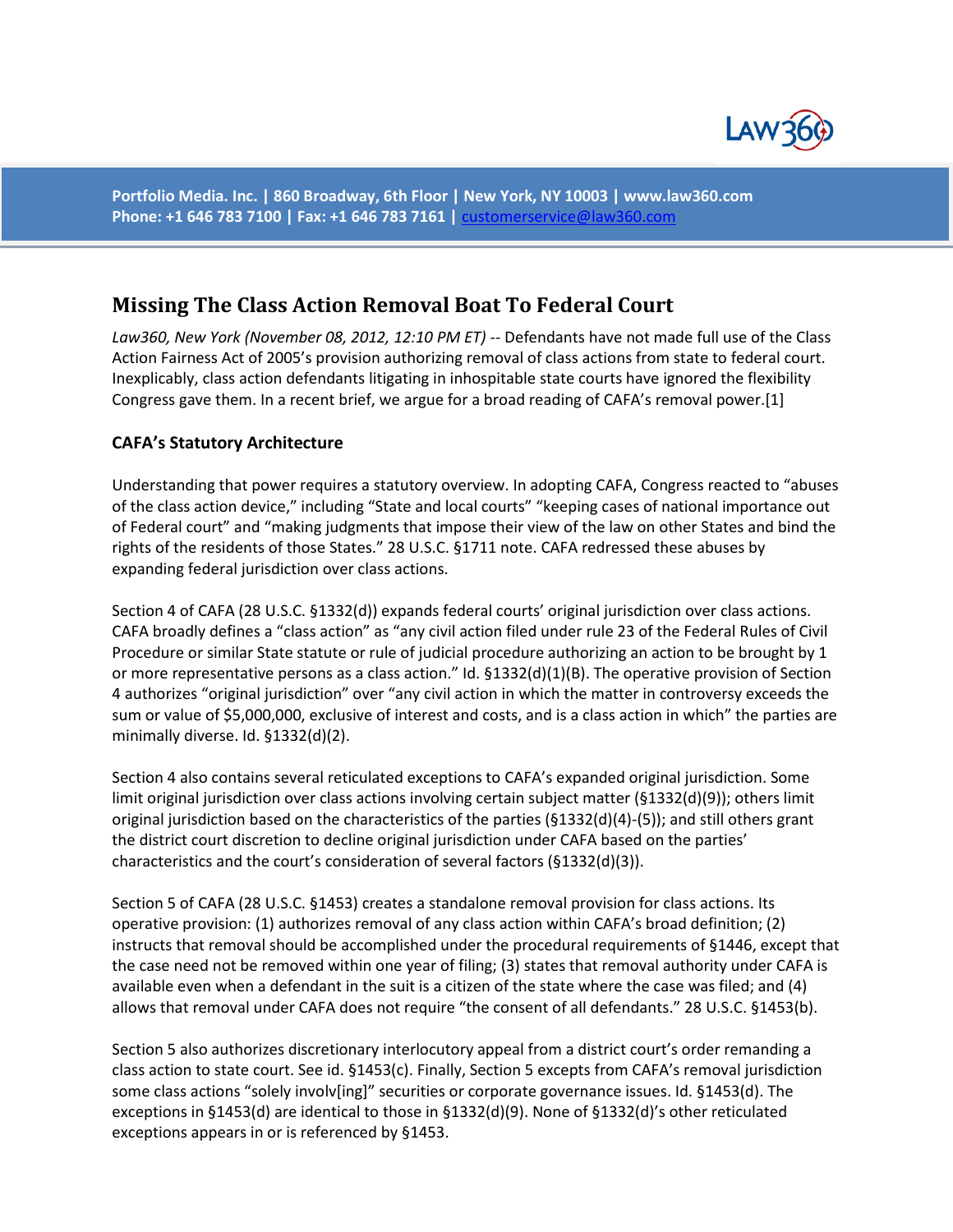# Missing The Class Action Removal Boat To Federal Court

*Law360, New York (November 08, 2012, 12:10 PM ET)* -- Defendants have not made full use of the Class Action Fairness Act of 2005's provision authorizing removal of class actions from state to federal court. Inexplicably, class action defendants litigating in inhospitable state courts have ignored the flexibility Congress gave them. In a recent brief, we argue for a broad reading of CAFA's removal power.[1]

### CAFA's Statutory Architecture

Understanding that power requires a statutory overview. In adopting CAFA, Congress reacted to "abuses of the class action device," including "State and local courts" "keeping cases of national importance out of Federal court" and "making judgments that impose their view of the law on other States and bind the rights of the residents of those States." 28 U.S.C. §1711 note. CAFA redressed these abuses by expanding federal jurisdiction over class actions.

Section 4 of CAFA (28 U.S.C. §1332(d)) expands federal courts' original jurisdiction over class actions. CAFA broadly defines a "class action" as "any civil action filed under rule 23 of the Federal Rules of Civil Procedure or similar State statute or rule of judicial procedure authorizing an action to be brought by 1 or more representative persons as a class action." Id. §1332(d)(1)(B). The operative provision of Section 4 authorizes "original jurisdiction" over "any civil action in which the matter in controversy exceeds the sum or value of $5,000,000, exclusive of interest and costs, and is a class action in which" the parties are minimally diverse. Id. §1332(d)(2).

Section 4 also contains several reticulated exceptions to CAFA's expanded original jurisdiction. Some limit original jurisdiction over class actions involving certain subject matter (§1332(d)(9)); others limit original jurisdiction based on the characteristics of the parties (§1332(d)(4)-(5)); and still others grant the district court discretion to decline original jurisdiction under CAFA based on the parties' characteristics and the court's consideration of several factors (§1332(d)(3)).

Section 5 of CAFA (28 U.S.C. §1453) creates a standalone removal provision for class actions. Its operative provision: (1) authorizes removal of any class action within CAFA's broad definition; (2) instructs that removal should be accomplished under the procedural requirements of §1446, except that the case need not be removed within one year of filing; (3) states that removal authority under CAFA is available even when a defendant in the suit is a citizen of the state where the case was filed; and (4) allows that removal under CAFA does not require "the consent of all defendants." 28 U.S.C. §1453(b).

Section 5 also authorizes discretionary interlocutory appeal from a district court's order remanding a class action to state court. See id. §1453(c). Finally, Section 5 excepts from CAFA's removal jurisdiction some class actions "solely involv[ing]" securities or corporate governance issues. Id. §1453(d). The exceptions in §1453(d) are identical to those in §1332(d)(9). None of §1332(d)'s other reticulated exceptions appears in or is referenced by §1453.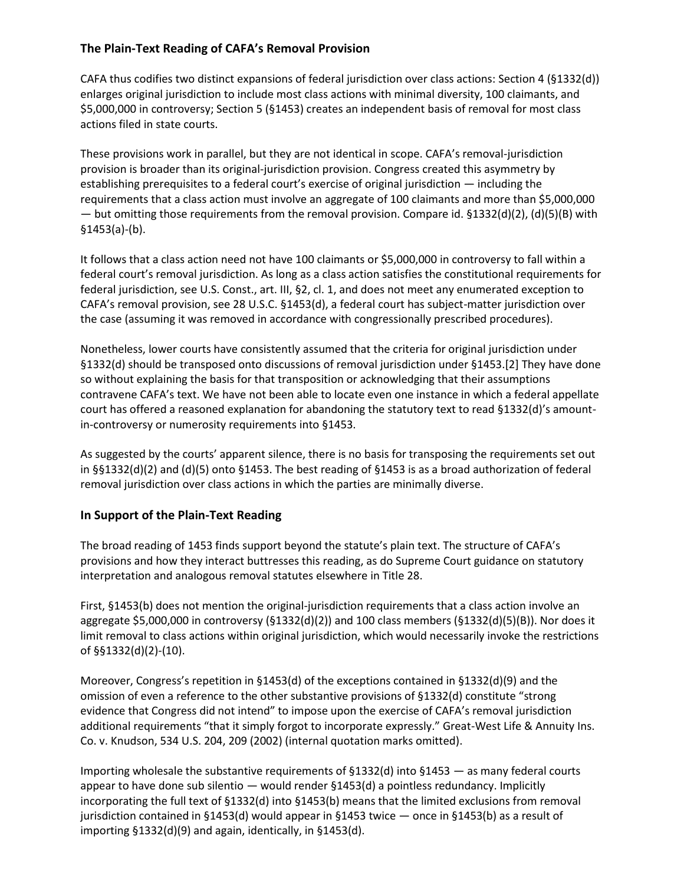## The Plain-Text Reading of CAFA's Removal Provision

CAFA thus codifies two distinct expansions of federal jurisdiction over class actions: Section 4 (§1332(d)) enlarges original jurisdiction to include most class actions with minimal diversity, 100 claimants, and $5,000,000 in controversy; Section 5 (§1453) creates an independent basis of removal for most class actions filed in state courts.

These provisions work in parallel, but they are not identical in scope. CAFA's removal-jurisdiction provision is broader than its original-jurisdiction provision. Congress created this asymmetry by establishing prerequisites to a federal court's exercise of original jurisdiction — including the requirements that a class action must involve an aggregate of 100 claimants and more than $5,000,000 — but omitting those requirements from the removal provision. Compare id. §1332(d)(2), (d)(5)(B) with §1453(a)-(b).

It follows that a class action need not have 100 claimants or $5,000,000 in controversy to fall within a federal court's removal jurisdiction. As long as a class action satisfies the constitutional requirements for federal jurisdiction, see U.S. Const., art. III, §2, cl. 1, and does not meet any enumerated exception to CAFA's removal provision, see 28 U.S.C. §1453(d), a federal court has subject-matter jurisdiction over the case (assuming it was removed in accordance with congressionally prescribed procedures).

Nonetheless, lower courts have consistently assumed that the criteria for original jurisdiction under §1332(d) should be transposed onto discussions of removal jurisdiction under §1453.[2] They have done so without explaining the basis for that transposition or acknowledging that their assumptions contravene CAFA's text. We have not been able to locate even one instance in which a federal appellate court has offered a reasoned explanation for abandoning the statutory text to read §1332(d)'s amount-in-controversy or numerosity requirements into §1453.

As suggested by the courts' apparent silence, there is no basis for transposing the requirements set out in §§1332(d)(2) and (d)(5) onto §1453. The best reading of §1453 is as a broad authorization of federal removal jurisdiction over class actions in which the parties are minimally diverse.

## In Support of the Plain-Text Reading

The broad reading of 1453 finds support beyond the statute's plain text. The structure of CAFA's provisions and how they interact buttresses this reading, as do Supreme Court guidance on statutory interpretation and analogous removal statutes elsewhere in Title 28.

First, §1453(b) does not mention the original-jurisdiction requirements that a class action involve an aggregate $5,000,000 in controversy (§1332(d)(2)) and 100 class members (§1332(d)(5)(B)). Nor does it limit removal to class actions within original jurisdiction, which would necessarily invoke the restrictions of §§1332(d)(2)-(10).

Moreover, Congress's repetition in §1453(d) of the exceptions contained in §1332(d)(9) and the omission of even a reference to the other substantive provisions of §1332(d) constitute "strong evidence that Congress did not intend" to impose upon the exercise of CAFA's removal jurisdiction additional requirements "that it simply forgot to incorporate expressly." Great-West Life & Annuity Ins. Co. v. Knudson, 534 U.S. 204, 209 (2002) (internal quotation marks omitted).

Importing wholesale the substantive requirements of §1332(d) into §1453 — as many federal courts appear to have done sub silentio — would render §1453(d) a pointless redundancy. Implicitly incorporating the full text of §1332(d) into §1453(b) means that the limited exclusions from removal jurisdiction contained in §1453(d) would appear in §1453 twice — once in §1453(b) as a result of importing §1332(d)(9) and again, identically, in §1453(d).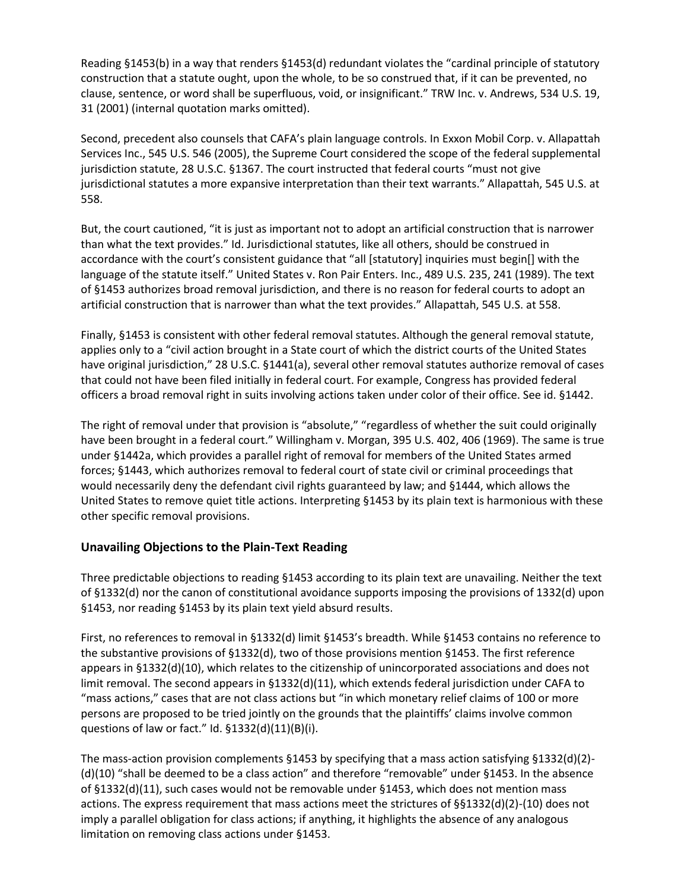Reading §1453(b) in a way that renders §1453(d) redundant violates the "cardinal principle of statutory construction that a statute ought, upon the whole, to be so construed that, if it can be prevented, no clause, sentence, or word shall be superfluous, void, or insignificant." TRW Inc. v. Andrews, 534 U.S. 19, 31 (2001) (internal quotation marks omitted).

Second, precedent also counsels that CAFA's plain language controls. In Exxon Mobil Corp. v. Allapattah Services Inc., 545 U.S. 546 (2005), the Supreme Court considered the scope of the federal supplemental jurisdiction statute, 28 U.S.C. §1367. The court instructed that federal courts "must not give jurisdictional statutes a more expansive interpretation than their text warrants." Allapattah, 545 U.S. at 558.

But, the court cautioned, "it is just as important not to adopt an artificial construction that is narrower than what the text provides." Id. Jurisdictional statutes, like all others, should be construed in accordance with the court's consistent guidance that "all [statutory] inquiries must begin[] with the language of the statute itself." United States v. Ron Pair Enters. Inc., 489 U.S. 235, 241 (1989). The text of §1453 authorizes broad removal jurisdiction, and there is no reason for federal courts to adopt an artificial construction that is narrower than what the text provides." Allapattah, 545 U.S. at 558.

Finally, §1453 is consistent with other federal removal statutes. Although the general removal statute, applies only to a "civil action brought in a State court of which the district courts of the United States have original jurisdiction," 28 U.S.C. §1441(a), several other removal statutes authorize removal of cases that could not have been filed initially in federal court. For example, Congress has provided federal officers a broad removal right in suits involving actions taken under color of their office. See id. §1442.

The right of removal under that provision is "absolute," "regardless of whether the suit could originally have been brought in a federal court." Willingham v. Morgan, 395 U.S. 402, 406 (1969). The same is true under §1442a, which provides a parallel right of removal for members of the United States armed forces; §1443, which authorizes removal to federal court of state civil or criminal proceedings that would necessarily deny the defendant civil rights guaranteed by law; and §1444, which allows the United States to remove quiet title actions. Interpreting §1453 by its plain text is harmonious with these other specific removal provisions.

### Unavailing Objections to the Plain-Text Reading

Three predictable objections to reading §1453 according to its plain text are unavailing. Neither the text of §1332(d) nor the canon of constitutional avoidance supports imposing the provisions of 1332(d) upon §1453, nor reading §1453 by its plain text yield absurd results.

First, no references to removal in §1332(d) limit §1453's breadth. While §1453 contains no reference to the substantive provisions of §1332(d), two of those provisions mention §1453. The first reference appears in §1332(d)(10), which relates to the citizenship of unincorporated associations and does not limit removal. The second appears in §1332(d)(11), which extends federal jurisdiction under CAFA to "mass actions," cases that are not class actions but "in which monetary relief claims of 100 or more persons are proposed to be tried jointly on the grounds that the plaintiffs' claims involve common questions of law or fact." Id. §1332(d)(11)(B)(i).

The mass-action provision complements §1453 by specifying that a mass action satisfying §1332(d)(2)-(d)(10) "shall be deemed to be a class action" and therefore "removable" under §1453. In the absence of §1332(d)(11), such cases would not be removable under §1453, which does not mention mass actions. The express requirement that mass actions meet the strictures of §§1332(d)(2)-(10) does not imply a parallel obligation for class actions; if anything, it highlights the absence of any analogous limitation on removing class actions under §1453.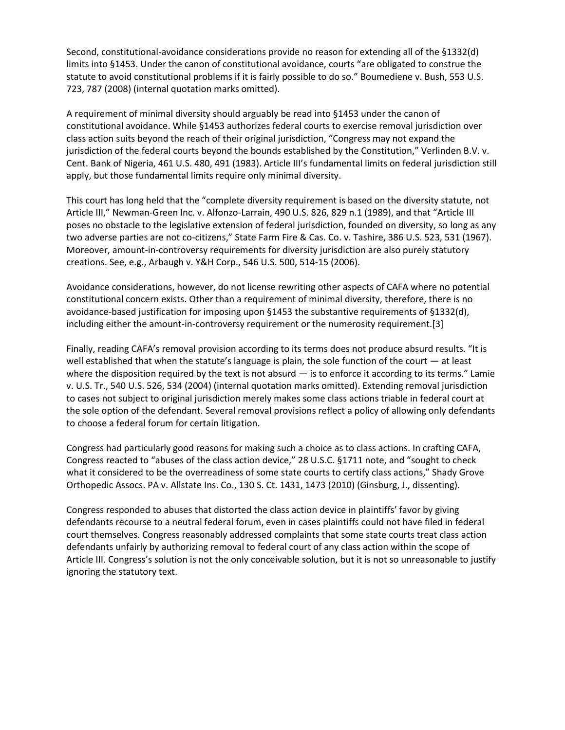Second, constitutional-avoidance considerations provide no reason for extending all of the §1332(d) limits into §1453. Under the canon of constitutional avoidance, courts "are obligated to construe the statute to avoid constitutional problems if it is fairly possible to do so." Boumediene v. Bush, 553 U.S. 723, 787 (2008) (internal quotation marks omitted).

A requirement of minimal diversity should arguably be read into §1453 under the canon of constitutional avoidance. While §1453 authorizes federal courts to exercise removal jurisdiction over class action suits beyond the reach of their original jurisdiction, "Congress may not expand the jurisdiction of the federal courts beyond the bounds established by the Constitution," Verlinden B.V. v. Cent. Bank of Nigeria, 461 U.S. 480, 491 (1983). Article III's fundamental limits on federal jurisdiction still apply, but those fundamental limits require only minimal diversity.

This court has long held that the "complete diversity requirement is based on the diversity statute, not Article III," Newman-Green Inc. v. Alfonzo-Larrain, 490 U.S. 826, 829 n.1 (1989), and that "Article III poses no obstacle to the legislative extension of federal jurisdiction, founded on diversity, so long as any two adverse parties are not co-citizens," State Farm Fire & Cas. Co. v. Tashire, 386 U.S. 523, 531 (1967). Moreover, amount-in-controversy requirements for diversity jurisdiction are also purely statutory creations. See, e.g., Arbaugh v. Y&H Corp., 546 U.S. 500, 514-15 (2006).

Avoidance considerations, however, do not license rewriting other aspects of CAFA where no potential constitutional concern exists. Other than a requirement of minimal diversity, therefore, there is no avoidance-based justification for imposing upon §1453 the substantive requirements of §1332(d), including either the amount-in-controversy requirement or the numerosity requirement.[3]

Finally, reading CAFA's removal provision according to its terms does not produce absurd results. "It is well established that when the statute's language is plain, the sole function of the court — at least where the disposition required by the text is not absurd — is to enforce it according to its terms." Lamie v. U.S. Tr., 540 U.S. 526, 534 (2004) (internal quotation marks omitted). Extending removal jurisdiction to cases not subject to original jurisdiction merely makes some class actions triable in federal court at the sole option of the defendant. Several removal provisions reflect a policy of allowing only defendants to choose a federal forum for certain litigation.

Congress had particularly good reasons for making such a choice as to class actions. In crafting CAFA, Congress reacted to "abuses of the class action device," 28 U.S.C. §1711 note, and "sought to check what it considered to be the overreadiness of some state courts to certify class actions," Shady Grove Orthopedic Assocs. PA v. Allstate Ins. Co., 130 S. Ct. 1431, 1473 (2010) (Ginsburg, J., dissenting).

Congress responded to abuses that distorted the class action device in plaintiffs' favor by giving defendants recourse to a neutral federal forum, even in cases plaintiffs could not have filed in federal court themselves. Congress reasonably addressed complaints that some state courts treat class action defendants unfairly by authorizing removal to federal court of any class action within the scope of Article III. Congress's solution is not the only conceivable solution, but it is not so unreasonable to justify ignoring the statutory text.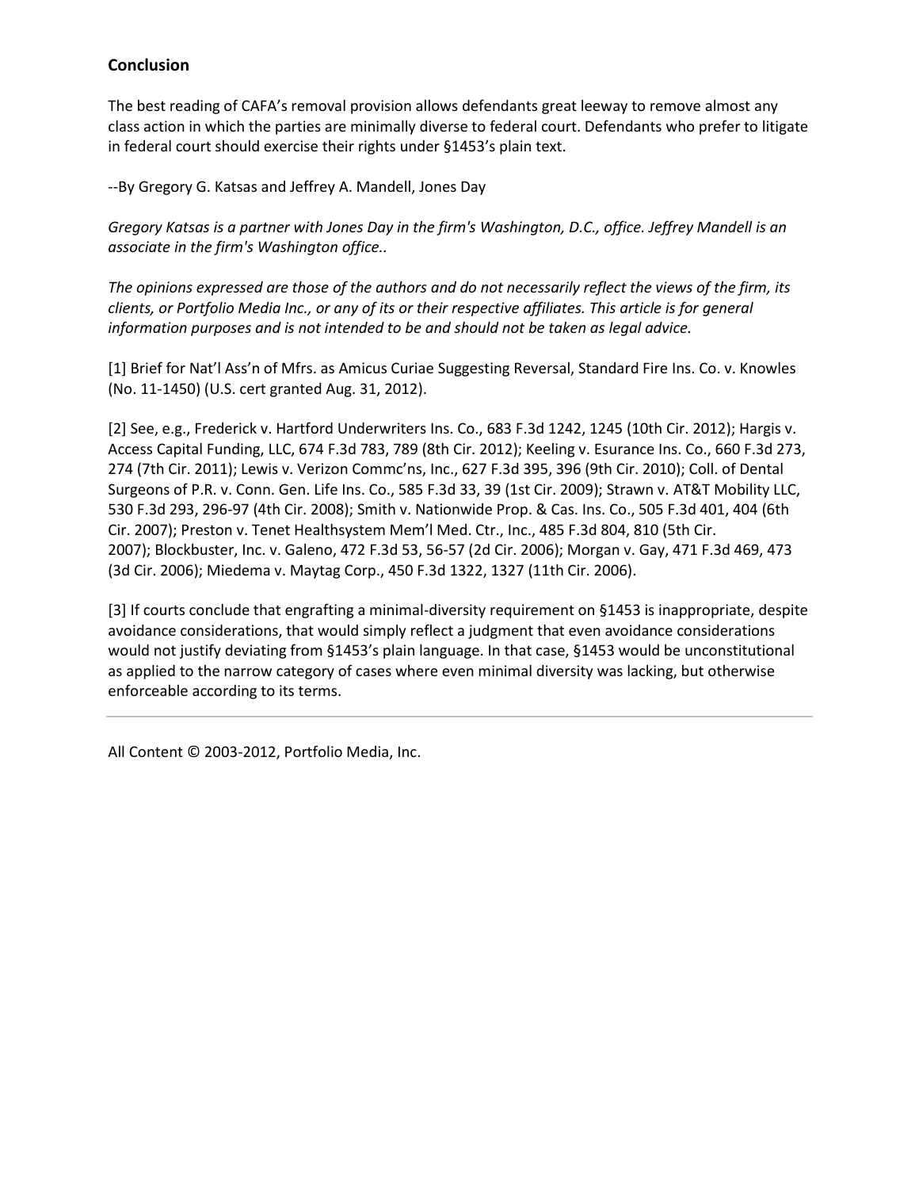## Conclusion

The best reading of CAFA's removal provision allows defendants great leeway to remove almost any class action in which the parties are minimally diverse to federal court. Defendants who prefer to litigate in federal court should exercise their rights under §1453's plain text.

--By Gregory G. Katsas and Jeffrey A. Mandell, Jones Day

*Gregory Katsas is a partner with Jones Day in the firm's Washington, D.C., office. Jeffrey Mandell is an associate in the firm's Washington office..*

*The opinions expressed are those of the authors and do not necessarily reflect the views of the firm, its clients, or Portfolio Media Inc., or any of its or their respective affiliates. This article is for general information purposes and is not intended to be and should not be taken as legal advice.*

[1] Brief for Nat'l Ass'n of Mfrs. as Amicus Curiae Suggesting Reversal, Standard Fire Ins. Co. v. Knowles (No. 11-1450) (U.S. cert granted Aug. 31, 2012).

[2] See, e.g., Frederick v. Hartford Underwriters Ins. Co., 683 F.3d 1242, 1245 (10th Cir. 2012); Hargis v. Access Capital Funding, LLC, 674 F.3d 783, 789 (8th Cir. 2012); Keeling v. Esurance Ins. Co., 660 F.3d 273, 274 (7th Cir. 2011); Lewis v. Verizon Commc'ns, Inc., 627 F.3d 395, 396 (9th Cir. 2010); Coll. of Dental Surgeons of P.R. v. Conn. Gen. Life Ins. Co., 585 F.3d 33, 39 (1st Cir. 2009); Strawn v. AT&T Mobility LLC, 530 F.3d 293, 296-97 (4th Cir. 2008); Smith v. Nationwide Prop. & Cas. Ins. Co., 505 F.3d 401, 404 (6th Cir. 2007); Preston v. Tenet Healthsystem Mem'l Med. Ctr., Inc., 485 F.3d 804, 810 (5th Cir. 2007); Blockbuster, Inc. v. Galeno, 472 F.3d 53, 56-57 (2d Cir. 2006); Morgan v. Gay, 471 F.3d 469, 473 (3d Cir. 2006); Miedema v. Maytag Corp., 450 F.3d 1322, 1327 (11th Cir. 2006).

[3] If courts conclude that engrafting a minimal-diversity requirement on §1453 is inappropriate, despite avoidance considerations, that would simply reflect a judgment that even avoidance considerations would not justify deviating from §1453's plain language. In that case, §1453 would be unconstitutional as applied to the narrow category of cases where even minimal diversity was lacking, but otherwise enforceable according to its terms.

---

All Content © 2003-2012, Portfolio Media, Inc.